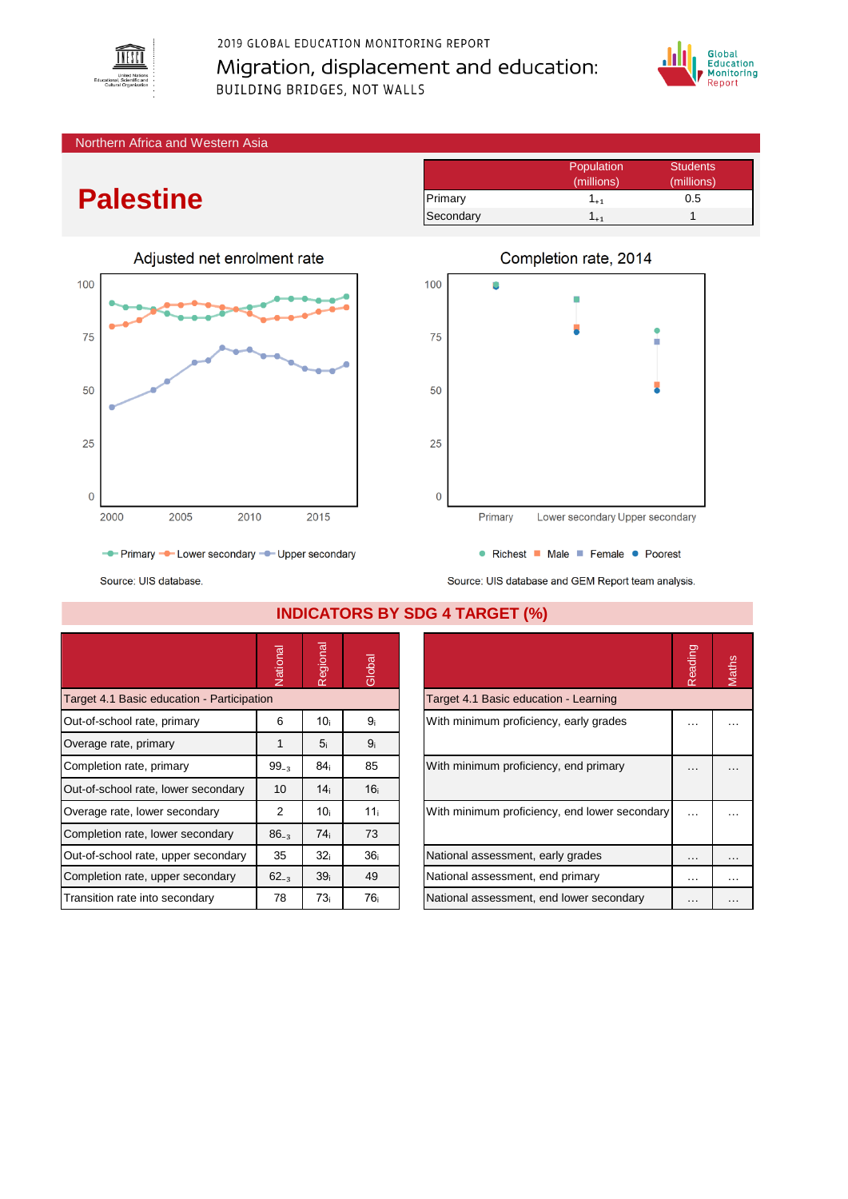2019 GLOBAL EDUCATION MONITORING REPORT

Migration, displacement and education:

BUILDING BRIDGES, NOT WALLS

Northern Africa and Western Asia

# Palestine

| | Population (millions) | Students (millions) |
|---|---|---|
| Primary | $1_{+1}$ | 0.5 |
| Secondary | $1_{+1}$ | 1 |

Adjusted net enrolment rate

Primary, Lower secondary, Upper secondary

Source: UIS database.

Completion rate, 2014

Richest, Male, Female, Poorest

Source: UIS database and GEM Report team analysis.

## INDICATORS BY SDG 4 TARGET (%)

| | National | Regional | Global |
|---|---|---|---|
| **Target 4.1 Basic education - Participation** | | | |
| Out-of-school rate, primary | 6 | $10_i$ | $9_i$ |
| Overage rate, primary | 1 | $5_i$ | $9_i$ |
| Completion rate, primary | $99_{-3}$ | $84_i$ | 85 |
| Out-of-school rate, lower secondary | 10 | $14_i$ | $16_i$ |
| Overage rate, lower secondary | 2 | $10_i$ | $11_i$ |
| Completion rate, lower secondary | $86_{-3}$ | $74_i$ | 73 |
| Out-of-school rate, upper secondary | 35 | $32_i$ | $36_i$ |
| Completion rate, upper secondary | $62_{-3}$ | $39_i$ | 49 |
| Transition rate into secondary | 78 | $73_i$ | $76_i$ |

| | Reading | Maths |
|---|---|---|
| **Target 4.1 Basic education - Learning** | | |
| With minimum proficiency, early grades | … | … |
| With minimum proficiency, end primary | … | … |
| With minimum proficiency, end lower secondary | … | … |
| National assessment, early grades | … | … |
| National assessment, end primary | … | … |
| National assessment, end lower secondary | … | … |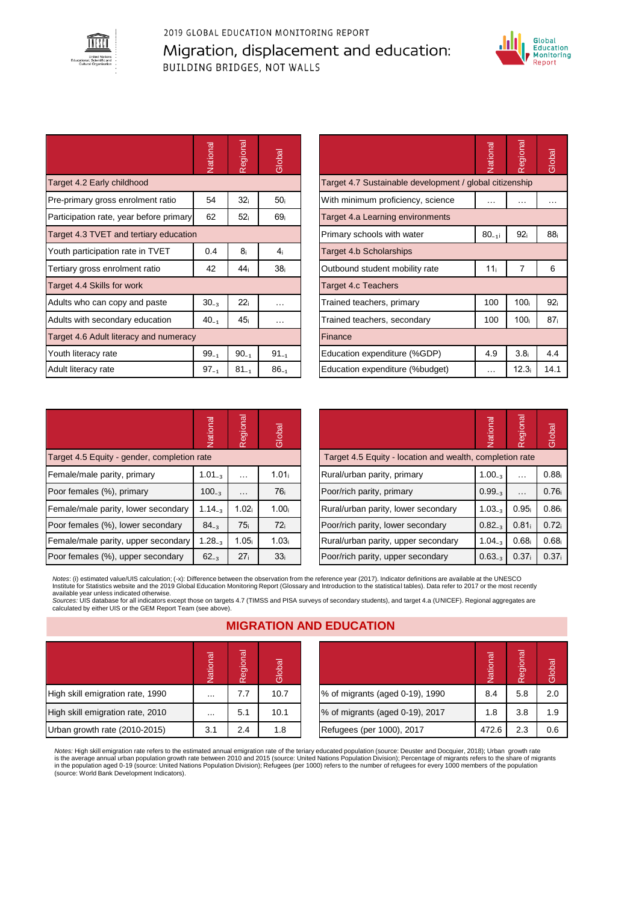2019 GLOBAL EDUCATION MONITORING REPORT

# Migration, displacement and education:

BUILDING BRIDGES, NOT WALLS

| | National | Regional | Global |
|---|---|---|---|
| Target 4.2 Early childhood | | | |
| Pre-primary gross enrolment ratio | 54 | $32_i$ | $50_i$ |
| Participation rate, year before primary | 62 | $52_i$ | $69_i$ |
| Target 4.3 TVET and tertiary education | | | |
| Youth participation rate in TVET | 0.4 | $8_i$ | $4_i$ |
| Tertiary gross enrolment ratio | 42 | $44_i$ | $38_i$ |
| Target 4.4 Skills for work | | | |
| Adults who can copy and paste | $30_{-3}$ | $22_i$ | … |
| Adults with secondary education | $40_{-1}$ | $45_i$ | … |
| Target 4.6 Adult literacy and numeracy | | | |
| Youth literacy rate | $99_{-1}$ | $90_{-1}$ | $91_{-1}$ |
| Adult literacy rate | $97_{-1}$ | $81_{-1}$ | $86_{-1}$ |

| | National | Regional | Global |
|---|---|---|---|
| Target 4.7 Sustainable development / global citizenship | | | |
| With minimum proficiency, science | … | … | … |
| Target 4.a Learning environments | | | |
| Primary schools with water | $80_{-1i}$ | $92_i$ | $88_i$ |
| Target 4.b Scholarships | | | |
| Outbound student mobility rate | $11_i$ | 7 | 6 |
| Target 4.c Teachers | | | |
| Trained teachers, primary | 100 | $100_i$ | $92_i$ |
| Trained teachers, secondary | 100 | $100_i$ | $87_i$ |
| Finance | | | |
| Education expenditure (%GDP) | 4.9 | $3.8_i$ | 4.4 |
| Education expenditure (%budget) | … | $12.3_i$ | 14.1 |

| | National | Regional | Global |
|---|---|---|---|
| Target 4.5 Equity - gender, completion rate | | | |
| Female/male parity, primary | $1.01_{-3}$ | … | $1.01_i$ |
| Poor females (%), primary | $100_{-3}$ | … | $76_i$ |
| Female/male parity, lower secondary | $1.14_{-3}$ | $1.02_i$ | $1.00_i$ |
| Poor females (%), lower secondary | $84_{-3}$ | $75_i$ | $72_i$ |
| Female/male parity, upper secondary | $1.28_{-3}$ | $1.05_i$ | $1.03_i$ |
| Poor females (%), upper secondary | $62_{-3}$ | $27_i$ | $33_i$ |

| | National | Regional | Global |
|---|---|---|---|
| Target 4.5 Equity - location and wealth, completion rate | | | |
| Rural/urban parity, primary | $1.00_{-3}$ | … | $0.88_i$ |
| Poor/rich parity, primary | $0.99_{-3}$ | … | $0.76_i$ |
| Rural/urban parity, lower secondary | $1.03_{-3}$ | $0.95_i$ | $0.86_i$ |
| Poor/rich parity, lower secondary | $0.82_{-3}$ | $0.81_i$ | $0.72_i$ |
| Rural/urban parity, upper secondary | $1.04_{-3}$ | $0.68_i$ | $0.68_i$ |
| Poor/rich parity, upper secondary | $0.63_{-3}$ | $0.37_i$ | $0.37_i$ |

*Notes*: (i) estimated value/UIS calculation; (-x): Difference between the observation from the reference year (2017). Indicator definitions are available at the UNESCO Institute for Statistics website and the 2019 Global Education Monitoring Report (Glossary and Introduction to the statistical tables). Data refer to 2017 or the most recently available year unless indicated otherwise.
*Sources*: UIS database for all indicators except those on targets 4.7 (TIMSS and PISA surveys of secondary students), and target 4.a (UNICEF). Regional aggregates are calculated by either UIS or the GEM Report Team (see above).

## MIGRATION AND EDUCATION

| | National | Regional | Global |
|---|---|---|---|
| High skill emigration rate, 1990 | … | 7.7 | 10.7 |
| High skill emigration rate, 2010 | … | 5.1 | 10.1 |
| Urban growth rate (2010-2015) | 3.1 | 2.4 | 1.8 |

| | National | Regional | Global |
|---|---|---|---|
| % of migrants (aged 0-19), 1990 | 8.4 | 5.8 | 2.0 |
| % of migrants (aged 0-19), 2017 | 1.8 | 3.8 | 1.9 |
| Refugees (per 1000), 2017 | 472.6 | 2.3 | 0.6 |

*Notes:* High skill emigration rate refers to the estimated annual emigration rate of the teriary educated population (source: Deuster and Docquier, 2018); Urban growth rate is the average annual urban population growth rate between 2010 and 2015 (source: United Nations Population Division); Percentage of migrants refers to the share of migrants in the population aged 0-19 (source: United Nations Population Division); Refugees (per 1000) refers to the number of refugees for every 1000 members of the population (source: World Bank Development Indicators).